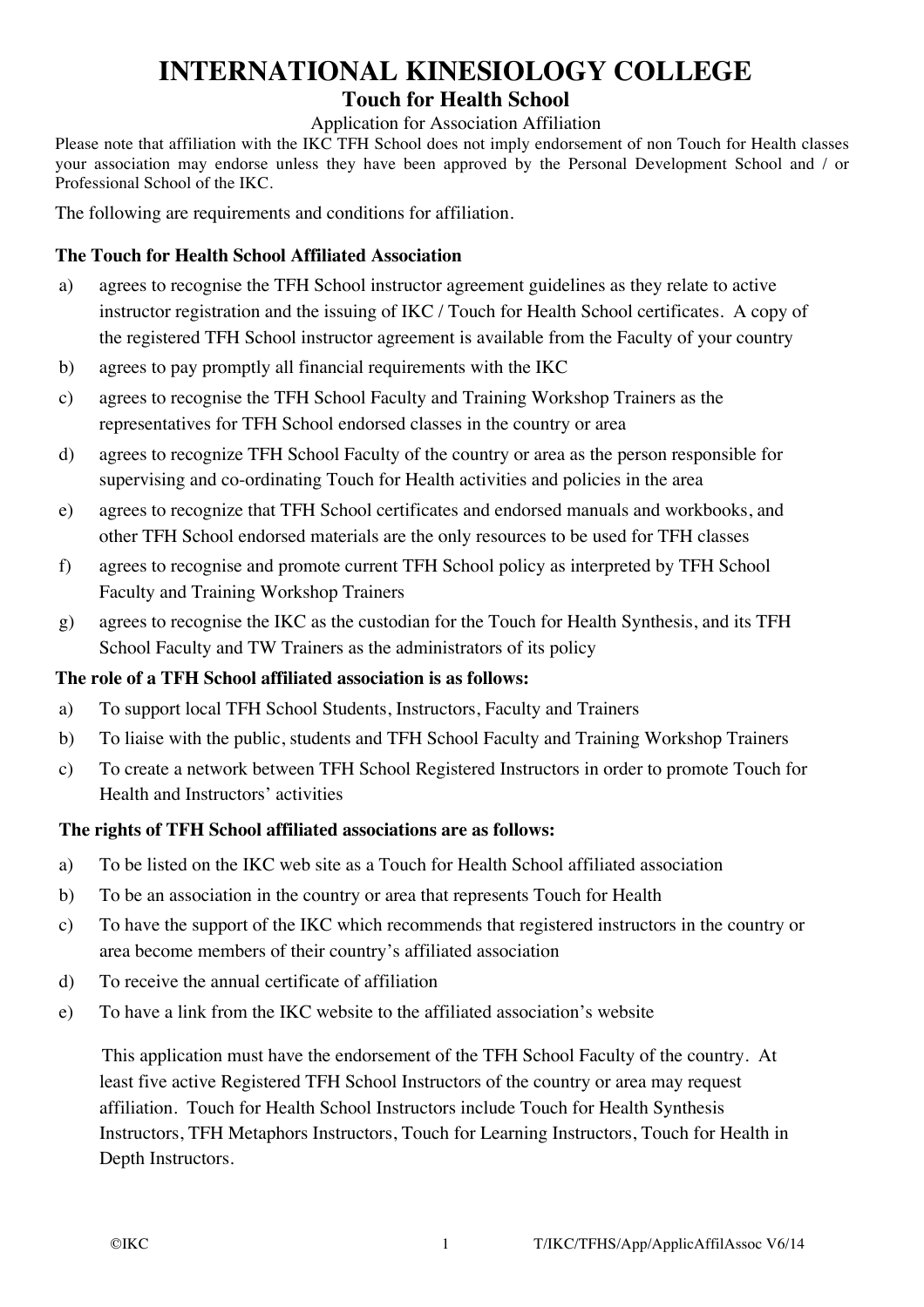# INTERNATIONAL KINESIOLOGY COLLEGE

## Touch for Health School

Application for Association Affiliation

Please note that affiliation with the IKC TFH School does not imply endorsement of non Touch for Health classes your association may endorse unless they have been approved by the Personal Development School and / or Professional School of the IKC.

The following are requirements and conditions for affiliation.

### The Touch for Health School Affiliated Association

a) agrees to recognise the TFH School instructor agreement guidelines as they relate to active instructor registration and the issuing of IKC / Touch for Health School certificates. A copy of the registered TFH School instructor agreement is available from the Faculty of your country

b) agrees to pay promptly all financial requirements with the IKC

c) agrees to recognise the TFH School Faculty and Training Workshop Trainers as the representatives for TFH School endorsed classes in the country or area

d) agrees to recognize TFH School Faculty of the country or area as the person responsible for supervising and co-ordinating Touch for Health activities and policies in the area

e) agrees to recognize that TFH School certificates and endorsed manuals and workbooks, and other TFH School endorsed materials are the only resources to be used for TFH classes

f) agrees to recognise and promote current TFH School policy as interpreted by TFH School Faculty and Training Workshop Trainers

g) agrees to recognise the IKC as the custodian for the Touch for Health Synthesis, and its TFH School Faculty and TW Trainers as the administrators of its policy

### The role of a TFH School affiliated association is as follows:

a) To support local TFH School Students, Instructors, Faculty and Trainers

b) To liaise with the public, students and TFH School Faculty and Training Workshop Trainers

c) To create a network between TFH School Registered Instructors in order to promote Touch for Health and Instructors' activities

### The rights of TFH School affiliated associations are as follows:

a) To be listed on the IKC web site as a Touch for Health School affiliated association

b) To be an association in the country or area that represents Touch for Health

c) To have the support of the IKC which recommends that registered instructors in the country or area become members of their country's affiliated association

d) To receive the annual certificate of affiliation

e) To have a link from the IKC website to the affiliated association's website

This application must have the endorsement of the TFH School Faculty of the country. At least five active Registered TFH School Instructors of the country or area may request affiliation. Touch for Health School Instructors include Touch for Health Synthesis Instructors, TFH Metaphors Instructors, Touch for Learning Instructors, Touch for Health in Depth Instructors.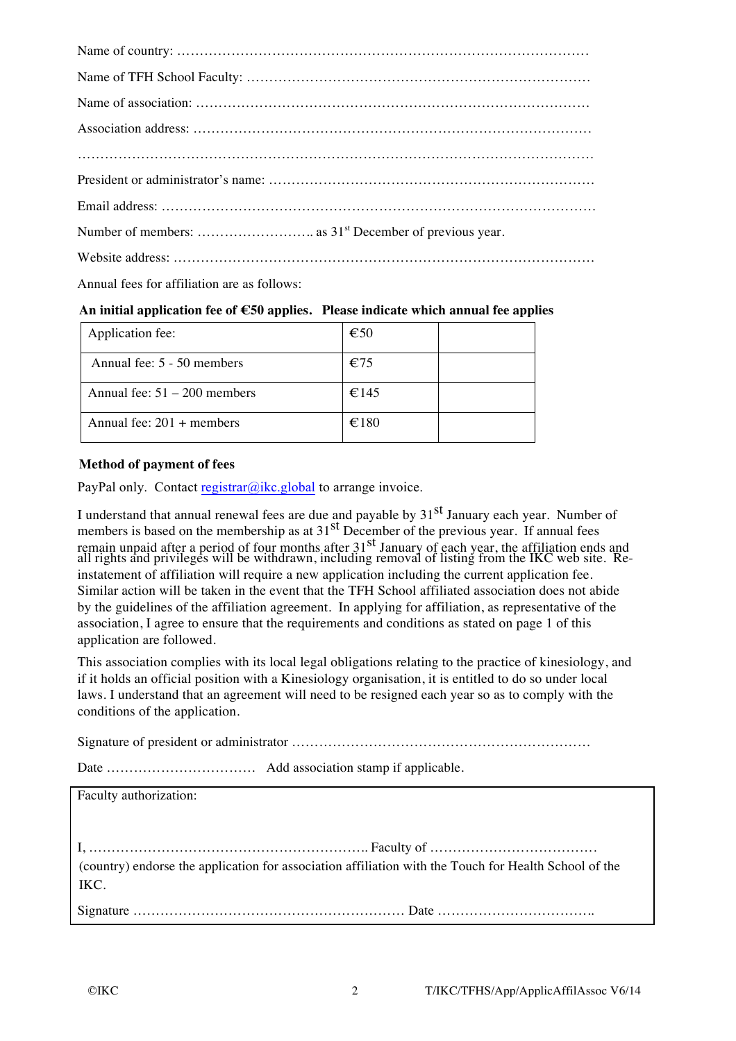Name of country: ………………………………………………………………………………

Name of TFH School Faculty: …………………………………………………………………

Name of association: ……………………………………………………………………………

Association address: ……………………………………………………………………………

…………………………………………………………………………………………………

President or administrator's name: ……………………………………………………………

Email address: …………………………………………………………………………………

Number of members: ……………………. as 31st December of previous year.

Website address: ………………………………………………………………………………

Annual fees for affiliation are as follows:

**An initial application fee of €50 applies. Please indicate which annual fee applies**

| Application fee: | €50 | |
|---|---|---|
| Annual fee: 5 - 50 members | €75 | |
| Annual fee: 51 – 200 members | €145 | |
| Annual fee: 201 + members | €180 | |

**Method of payment of fees**

PayPal only. Contact registrar@ikc.global to arrange invoice.

I understand that annual renewal fees are due and payable by 31st January each year. Number of members is based on the membership as at 31st December of the previous year. If annual fees remain unpaid after a period of four months after 31st January of each year, the affiliation ends and all rights and privileges will be withdrawn, including removal of listing from the IKC web site. Re-instatement of affiliation will require a new application including the current application fee. Similar action will be taken in the event that the TFH School affiliated association does not abide by the guidelines of the affiliation agreement. In applying for affiliation, as representative of the association, I agree to ensure that the requirements and conditions as stated on page 1 of this application are followed.

This association complies with its local legal obligations relating to the practice of kinesiology, and if it holds an official position with a Kinesiology organisation, it is entitled to do so under local laws. I understand that an agreement will need to be resigned each year so as to comply with the conditions of the application.

Signature of president or administrator ……………………………………………………

Date …………………………… Add association stamp if applicable.

Faculty authorization:

I, ……………………………………………………. Faculty of ………………………………
(country) endorse the application for association affiliation with the Touch for Health School of the IKC.

Signature …………………………………………………… Date ……………………………..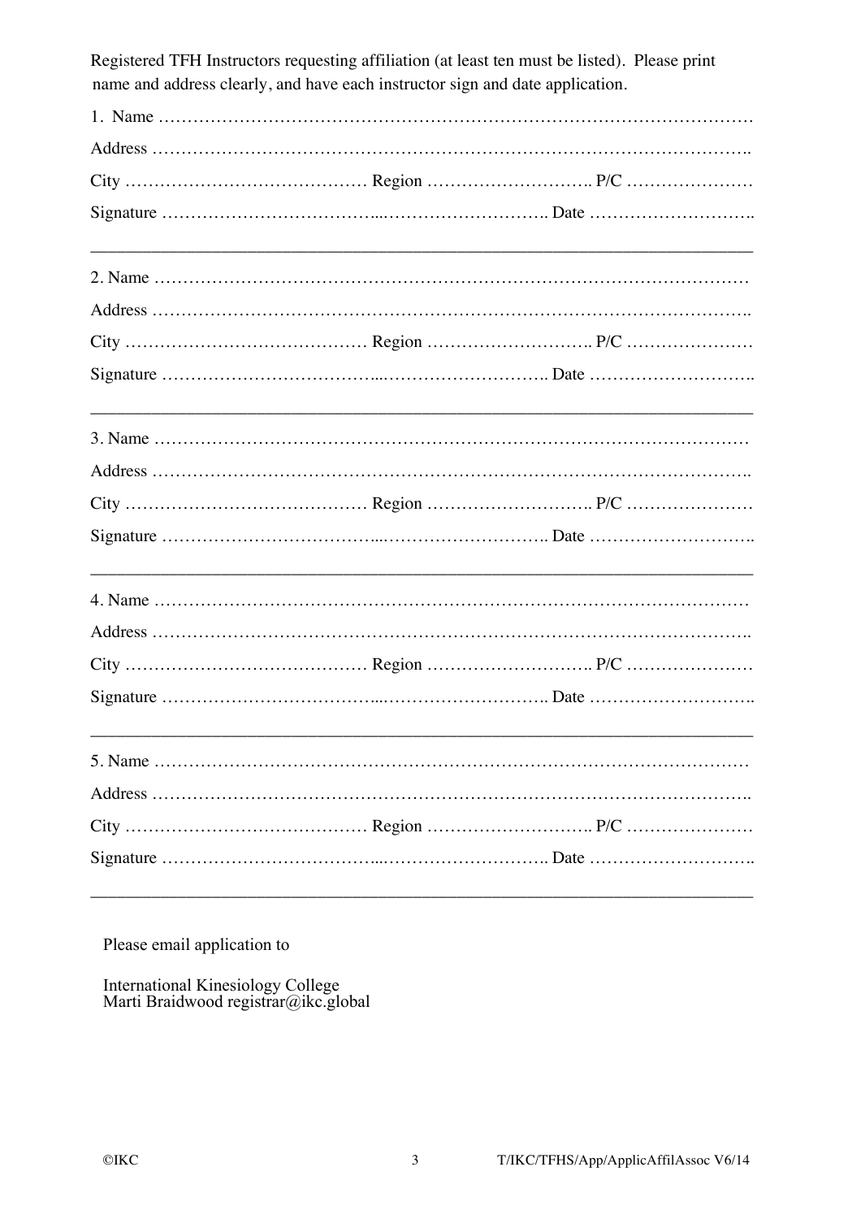Registered TFH Instructors requesting affiliation (at least ten must be listed). Please print name and address clearly, and have each instructor sign and date application.

1. Name ……………………………………………………………………………………………

Address ……………………………………………………………………………………………

City …………………………………… Region ………………………. P/C …………………

Signature ………………………………..………………………. Date ……………………….

---

2. Name ……………………………………………………………………………………………

Address ……………………………………………………………………………………………

City …………………………………… Region ………………………. P/C …………………

Signature ………………………………..………………………. Date ……………………….

---

3. Name ……………………………………………………………………………………………

Address ……………………………………………………………………………………………

City …………………………………… Region ………………………. P/C …………………

Signature ………………………………..………………………. Date ……………………….

---

4. Name ……………………………………………………………………………………………

Address ……………………………………………………………………………………………

City …………………………………… Region ………………………. P/C …………………

Signature ………………………………..………………………. Date ……………………….

---

5. Name ……………………………………………………………………………………………

Address ……………………………………………………………………………………………

City …………………………………… Region ………………………. P/C …………………

Signature ………………………………..………………………. Date ……………………….

---

Please email application to

International Kinesiology College
Marti Braidwood registrar@ikc.global

©IKC T/IKC/TFHS/App/ApplicAffilAssoc V6/14